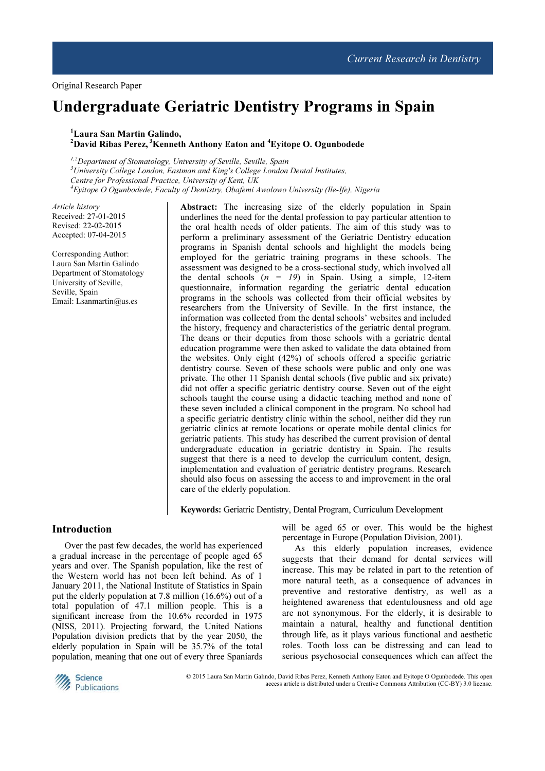Original Research Paper

# Undergraduate Geriatric Dentistry Programs in Spain

[1]Laura San Martin Galindo,
[2]David Ribas Perez, [3]Kenneth Anthony Eaton and [4]Eyitope O. Ogunbodede

[1,2]*Department of Stomatology, University of Seville, Seville, Spain*
[3]*University College London, Eastman and King's College London Dental Institutes, Centre for Professional Practice, University of Kent, UK*
[4]*Eyitope O Ogunbodede, Faculty of Dentistry, Obafemi Awolowo University (Ile-Ife), Nigeria*

*Article history*
Received: 27-01-2015
Revised: 22-02-2015
Accepted: 07-04-2015

Corresponding Author:
Laura San Martin Galindo
Department of Stomatology
University of Seville,
Seville, Spain
Email: Lsanmartin@us.es

**Abstract:** The increasing size of the elderly population in Spain underlines the need for the dental profession to pay particular attention to the oral health needs of older patients. The aim of this study was to perform a preliminary assessment of the Geriatric Dentistry education programs in Spanish dental schools and highlight the models being employed for the geriatric training programs in these schools. The assessment was designed to be a cross-sectional study, which involved all the dental schools ($n = 19$) in Spain. Using a simple, 12-item questionnaire, information regarding the geriatric dental education programs in the schools was collected from their official websites by researchers from the University of Seville. In the first instance, the information was collected from the dental schools' websites and included the history, frequency and characteristics of the geriatric dental program. The deans or their deputies from those schools with a geriatric dental education programme were then asked to validate the data obtained from the websites. Only eight (42%) of schools offered a specific geriatric dentistry course. Seven of these schools were public and only one was private. The other 11 Spanish dental schools (five public and six private) did not offer a specific geriatric dentistry course. Seven out of the eight schools taught the course using a didactic teaching method and none of these seven included a clinical component in the program. No school had a specific geriatric dentistry clinic within the school, neither did they run geriatric clinics at remote locations or operate mobile dental clinics for geriatric patients. This study has described the current provision of dental undergraduate education in geriatric dentistry in Spain. The results suggest that there is a need to develop the curriculum content, design, implementation and evaluation of geriatric dentistry programs. Research should also focus on assessing the access to and improvement in the oral care of the elderly population.

**Keywords:** Geriatric Dentistry, Dental Program, Curriculum Development

## Introduction

Over the past few decades, the world has experienced a gradual increase in the percentage of people aged 65 years and over. The Spanish population, like the rest of the Western world has not been left behind. As of 1 January 2011, the National Institute of Statistics in Spain put the elderly population at 7.8 million (16.6%) out of a total population of 47.1 million people. This is a significant increase from the 10.6% recorded in 1975 (NISS, 2011). Projecting forward, the United Nations Population division predicts that by the year 2050, the elderly population in Spain will be 35.7% of the total population, meaning that one out of every three Spaniards will be aged 65 or over. This would be the highest percentage in Europe (Population Division, 2001).

As this elderly population increases, evidence suggests that their demand for dental services will increase. This may be related in part to the retention of more natural teeth, as a consequence of advances in preventive and restorative dentistry, as well as a heightened awareness that edentulousness and old age are not synonymous. For the elderly, it is desirable to maintain a natural, healthy and functional dentition through life, as it plays various functional and aesthetic roles. Tooth loss can be distressing and can lead to serious psychosocial consequences which can affect the

© 2015 Laura San Martin Galindo, David Ribas Perez, Kenneth Anthony Eaton and Eyitope O Ogunbodede. This open access article is distributed under a Creative Commons Attribution (CC-BY) 3.0 license.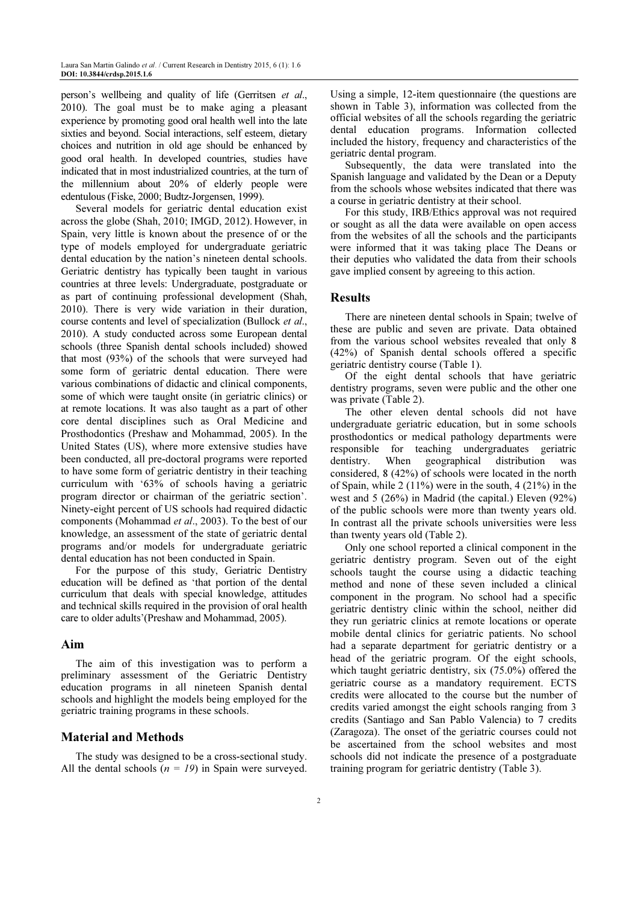person's wellbeing and quality of life (Gerritsen *et al*., 2010). The goal must be to make aging a pleasant experience by promoting good oral health well into the late sixties and beyond. Social interactions, self esteem, dietary choices and nutrition in old age should be enhanced by good oral health. In developed countries, studies have indicated that in most industrialized countries, at the turn of the millennium about 20% of elderly people were edentulous (Fiske, 2000; Budtz-Jorgensen, 1999).

Several models for geriatric dental education exist across the globe (Shah, 2010; IMGD, 2012). However, in Spain, very little is known about the presence of or the type of models employed for undergraduate geriatric dental education by the nation's nineteen dental schools. Geriatric dentistry has typically been taught in various countries at three levels: Undergraduate, postgraduate or as part of continuing professional development (Shah, 2010). There is very wide variation in their duration, course contents and level of specialization (Bullock *et al*., 2010). A study conducted across some European dental schools (three Spanish dental schools included) showed that most (93%) of the schools that were surveyed had some form of geriatric dental education. There were various combinations of didactic and clinical components, some of which were taught onsite (in geriatric clinics) or at remote locations. It was also taught as a part of other core dental disciplines such as Oral Medicine and Prosthodontics (Preshaw and Mohammad, 2005). In the United States (US), where more extensive studies have been conducted, all pre-doctoral programs were reported to have some form of geriatric dentistry in their teaching curriculum with '63% of schools having a geriatric program director or chairman of the geriatric section'. Ninety-eight percent of US schools had required didactic components (Mohammad *et al*., 2003). To the best of our knowledge, an assessment of the state of geriatric dental programs and/or models for undergraduate geriatric dental education has not been conducted in Spain.

For the purpose of this study, Geriatric Dentistry education will be defined as 'that portion of the dental curriculum that deals with special knowledge, attitudes and technical skills required in the provision of oral health care to older adults'(Preshaw and Mohammad, 2005).

## Aim

The aim of this investigation was to perform a preliminary assessment of the Geriatric Dentistry education programs in all nineteen Spanish dental schools and highlight the models being employed for the geriatric training programs in these schools.

## Material and Methods

The study was designed to be a cross-sectional study. All the dental schools (*n = 19*) in Spain were surveyed. Using a simple, 12-item questionnaire (the questions are shown in Table 3), information was collected from the official websites of all the schools regarding the geriatric dental education programs. Information collected included the history, frequency and characteristics of the geriatric dental program.

Subsequently, the data were translated into the Spanish language and validated by the Dean or a Deputy from the schools whose websites indicated that there was a course in geriatric dentistry at their school.

For this study, IRB/Ethics approval was not required or sought as all the data were available on open access from the websites of all the schools and the participants were informed that it was taking place The Deans or their deputies who validated the data from their schools gave implied consent by agreeing to this action.

## Results

There are nineteen dental schools in Spain; twelve of these are public and seven are private. Data obtained from the various school websites revealed that only 8 (42%) of Spanish dental schools offered a specific geriatric dentistry course (Table 1).

Of the eight dental schools that have geriatric dentistry programs, seven were public and the other one was private (Table 2).

The other eleven dental schools did not have undergraduate geriatric education, but in some schools prosthodontics or medical pathology departments were responsible for teaching undergraduates geriatric dentistry. When geographical distribution was considered, 8 (42%) of schools were located in the north of Spain, while 2 (11%) were in the south, 4 (21%) in the west and 5 (26%) in Madrid (the capital.) Eleven (92%) of the public schools were more than twenty years old. In contrast all the private schools universities were less than twenty years old (Table 2).

Only one school reported a clinical component in the geriatric dentistry program. Seven out of the eight schools taught the course using a didactic teaching method and none of these seven included a clinical component in the program. No school had a specific geriatric dentistry clinic within the school, neither did they run geriatric clinics at remote locations or operate mobile dental clinics for geriatric patients. No school had a separate department for geriatric dentistry or a head of the geriatric program. Of the eight schools, which taught geriatric dentistry, six (75.0%) offered the geriatric course as a mandatory requirement. ECTS credits were allocated to the course but the number of credits varied amongst the eight schools ranging from 3 credits (Santiago and San Pablo Valencia) to 7 credits (Zaragoza). The onset of the geriatric courses could not be ascertained from the school websites and most schools did not indicate the presence of a postgraduate training program for geriatric dentistry (Table 3).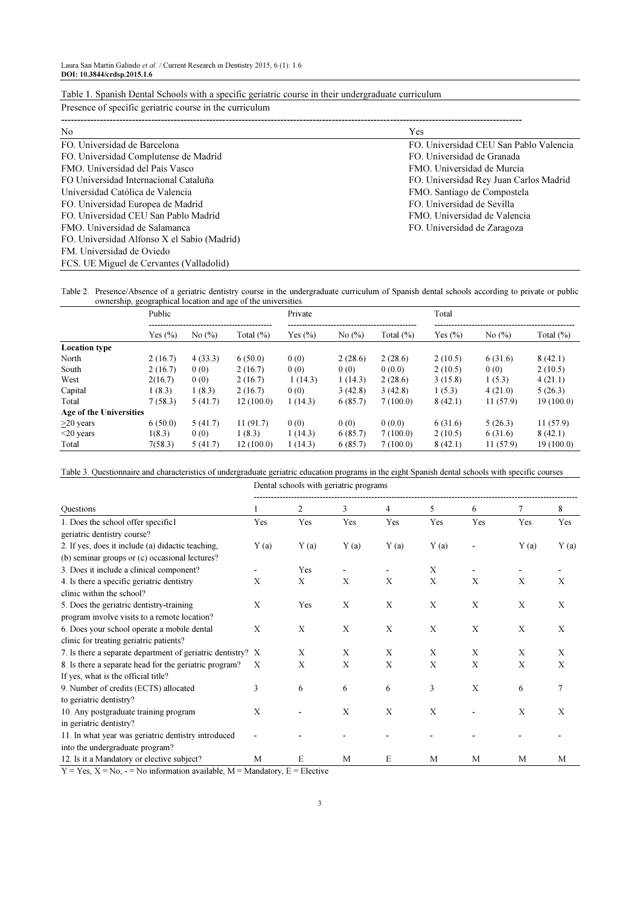Table 1. Spanish Dental Schools with a specific geriatric course in their undergraduate curriculum

| Presence of specific geriatric course in the curriculum | |
|---|---|
| No | Yes |
| FO. Universidad de Barcelona | FO. Universidad CEU San Pablo Valencia |
| FO. Universidad Complutense de Madrid | FO. Universidad de Granada |
| FMO. Universidad del País Vasco | FMO. Universidad de Murcia |
| FO Universidad Internacional Cataluña | FO. Universidad Rey Juan Carlos Madrid |
| Universidad Católica de Valencia | FMO. Santiago de Compostela |
| FO. Universidad Europea de Madrid | FO. Universidad de Sevilla |
| FO. Universidad CEU San Pablo Madrid | FMO. Universidad de Valencia |
| FMO. Universidad de Salamanca | FO. Universidad de Zaragoza |
| FO. Universidad Alfonso X el Sabio (Madrid) | |
| FM. Universidad de Oviedo | |
| FCS. UE Miguel de Cervantes (Valladolid) | |

Table 2. Presence/Absence of a geriatric dentistry course in the undergraduate curriculum of Spanish dental schools according to private or public ownership, geographical location and age of the universities

| | Public | | | Private | | | Total | | |
|---|---|---|---|---|---|---|---|---|---|
| | Yes (%) | No (%) | Total (%) | Yes (%) | No (%) | Total (%) | Yes (%) | No (%) | Total (%) |
| **Location type** | | | | | | | | | |
| North | 2 (16.7) | 4 (33.3) | 6 (50.0) | 0 (0) | 2 (28.6) | 2 (28.6) | 2 (10.5) | 6 (31.6) | 8 (42.1) |
| South | 2 (16.7) | 0 (0) | 2 (16.7) | 0 (0) | 0 (0) | 0 (0.0) | 2 (10.5) | 0 (0) | 2 (10.5) |
| West | 2(16.7) | 0 (0) | 2 (16.7) | 1 (14.3) | 1 (14.3) | 2 (28.6) | 3 (15.8) | 1 (5.3) | 4 (21.1) |
| Capital | 1 (8.3) | 1 (8.3) | 2 (16.7) | 0 (0) | 3 (42.8) | 3 (42.8) | 1 (5.3) | 4 (21.0) | 5 (26.3) |
| Total | 7 (58.3) | 5 (41.7) | 12 (100.0) | 1 (14.3) | 6 (85.7) | 7 (100.0) | 8 (42.1) | 11 (57.9) | 19 (100.0) |
| **Age of the Universities** | | | | | | | | | |
| ≥20 years | 6 (50.0) | 5 (41.7) | 11 (91.7) | 0 (0) | 0 (0) | 0 (0.0) | 6 (31.6) | 5 (26.3) | 11 (57.9) |
| <20 years | 1(8.3) | 0 (0) | 1 (8.3) | 1 (14.3) | 6 (85.7) | 7 (100.0) | 2 (10.5) | 6 (31.6) | 8 (42.1) |
| Total | 7(58.3) | 5 (41.7) | 12 (100.0) | 1 (14.3) | 6 (85.7) | 7 (100.0) | 8 (42.1) | 11 (57.9) | 19 (100.0) |

Table 3. Questionnaire and characteristics of undergraduate geriatric education programs in the eight Spanish dental schools with specific courses

| | Dental schools with geriatric programs | | | | | | | |
|---|---|---|---|---|---|---|---|---|
| Questions | 1 | 2 | 3 | 4 | 5 | 6 | 7 | 8 |
| 1. Does the school offer specific1 geriatric dentistry course? | Yes | Yes | Yes | Yes | Yes | Yes | Yes | Yes |
| 2. If yes, does it include (a) didactic teaching, (b) seminar groups or (c) occasional lectures? | Y (a) | Y (a) | Y (a) | Y (a) | Y (a) | - | Y (a) | Y (a) |
| 3. Does it include a clinical component? | - | Yes | - | - | X | - | - | - |
| 4. Is there a specific geriatric dentistry clinic within the school? | X | X | X | X | X | X | X | X |
| 5. Does the geriatric dentistry-training program involve visits to a remote location? | X | Yes | X | X | X | X | X | X |
| 6. Does your school operate a mobile dental clinic for treating geriatric patients? | X | X | X | X | X | X | X | X |
| 7. Is there a separate department of geriatric dentistry? | X | X | X | X | X | X | X | X |
| 8. Is there a separate head for the geriatric program? If yes, what is the official title? | X | X | X | X | X | X | X | X |
| 9. Number of credits (ECTS) allocated to geriatric dentistry? | 3 | 6 | 6 | 6 | 3 | X | 6 | 7 |
| 10. Any postgraduate training program in geriatric dentistry? | X | - | X | X | X | - | X | X |
| 11. In what year was geriatric dentistry introduced into the undergraduate program? | - | - | - | - | - | - | - | - |
| 12. Is it a Mandatory or elective subject? | M | E | M | E | M | M | M | M |

Y = Yes, X = No, - = No information available, M = Mandatory, E = Elective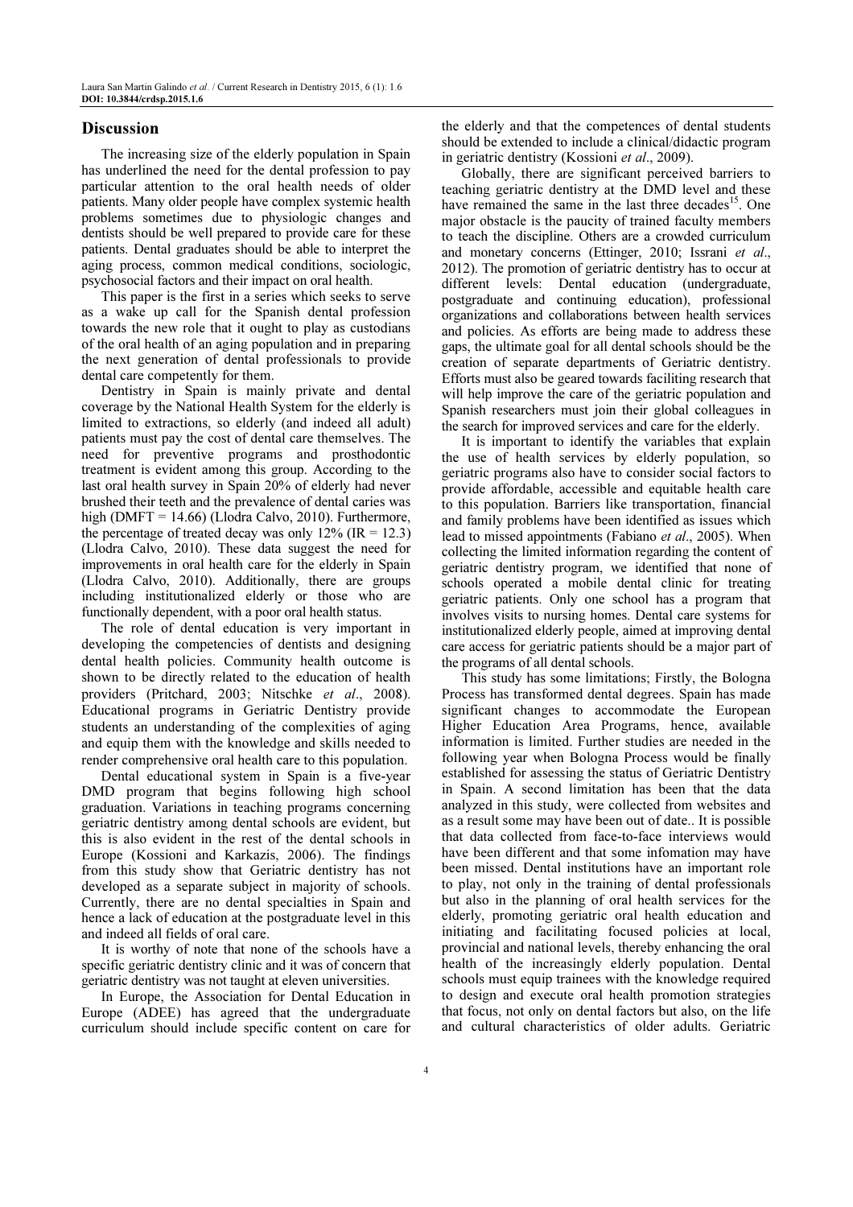## Discussion

The increasing size of the elderly population in Spain has underlined the need for the dental profession to pay particular attention to the oral health needs of older patients. Many older people have complex systemic health problems sometimes due to physiologic changes and dentists should be well prepared to provide care for these patients. Dental graduates should be able to interpret the aging process, common medical conditions, sociologic, psychosocial factors and their impact on oral health.

This paper is the first in a series which seeks to serve as a wake up call for the Spanish dental profession towards the new role that it ought to play as custodians of the oral health of an aging population and in preparing the next generation of dental professionals to provide dental care competently for them.

Dentistry in Spain is mainly private and dental coverage by the National Health System for the elderly is limited to extractions, so elderly (and indeed all adult) patients must pay the cost of dental care themselves. The need for preventive programs and prosthodontic treatment is evident among this group. According to the last oral health survey in Spain 20% of elderly had never brushed their teeth and the prevalence of dental caries was high (DMFT = 14.66) (Llodra Calvo, 2010). Furthermore, the percentage of treated decay was only 12% (IR = 12.3) (Llodra Calvo, 2010). These data suggest the need for improvements in oral health care for the elderly in Spain (Llodra Calvo, 2010). Additionally, there are groups including institutionalized elderly or those who are functionally dependent, with a poor oral health status.

The role of dental education is very important in developing the competencies of dentists and designing dental health policies. Community health outcome is shown to be directly related to the education of health providers (Pritchard, 2003; Nitschke *et al*., 2008). Educational programs in Geriatric Dentistry provide students an understanding of the complexities of aging and equip them with the knowledge and skills needed to render comprehensive oral health care to this population.

Dental educational system in Spain is a five-year DMD program that begins following high school graduation. Variations in teaching programs concerning geriatric dentistry among dental schools are evident, but this is also evident in the rest of the dental schools in Europe (Kossioni and Karkazis, 2006). The findings from this study show that Geriatric dentistry has not developed as a separate subject in majority of schools. Currently, there are no dental specialties in Spain and hence a lack of education at the postgraduate level in this and indeed all fields of oral care.

It is worthy of note that none of the schools have a specific geriatric dentistry clinic and it was of concern that geriatric dentistry was not taught at eleven universities.

In Europe, the Association for Dental Education in Europe (ADEE) has agreed that the undergraduate curriculum should include specific content on care for the elderly and that the competences of dental students should be extended to include a clinical/didactic program in geriatric dentistry (Kossioni *et al*., 2009).

Globally, there are significant perceived barriers to teaching geriatric dentistry at the DMD level and these have remained the same in the last three decades[15]. One major obstacle is the paucity of trained faculty members to teach the discipline. Others are a crowded curriculum and monetary concerns (Ettinger, 2010; Issrani *et al*., 2012). The promotion of geriatric dentistry has to occur at different levels: Dental education (undergraduate, postgraduate and continuing education), professional organizations and collaborations between health services and policies. As efforts are being made to address these gaps, the ultimate goal for all dental schools should be the creation of separate departments of Geriatric dentistry. Efforts must also be geared towards faciliting research that will help improve the care of the geriatric population and Spanish researchers must join their global colleagues in the search for improved services and care for the elderly.

It is important to identify the variables that explain the use of health services by elderly population, so geriatric programs also have to consider social factors to provide affordable, accessible and equitable health care to this population. Barriers like transportation, financial and family problems have been identified as issues which lead to missed appointments (Fabiano *et al*., 2005). When collecting the limited information regarding the content of geriatric dentistry program, we identified that none of schools operated a mobile dental clinic for treating geriatric patients. Only one school has a program that involves visits to nursing homes. Dental care systems for institutionalized elderly people, aimed at improving dental care access for geriatric patients should be a major part of the programs of all dental schools.

This study has some limitations; Firstly, the Bologna Process has transformed dental degrees. Spain has made significant changes to accommodate the European Higher Education Area Programs, hence, available information is limited. Further studies are needed in the following year when Bologna Process would be finally established for assessing the status of Geriatric Dentistry in Spain. A second limitation has been that the data analyzed in this study, were collected from websites and as a result some may have been out of date.. It is possible that data collected from face-to-face interviews would have been different and that some infomation may have been missed. Dental institutions have an important role to play, not only in the training of dental professionals but also in the planning of oral health services for the elderly, promoting geriatric oral health education and initiating and facilitating focused policies at local, provincial and national levels, thereby enhancing the oral health of the increasingly elderly population. Dental schools must equip trainees with the knowledge required to design and execute oral health promotion strategies that focus, not only on dental factors but also, on the life and cultural characteristics of older adults. Geriatric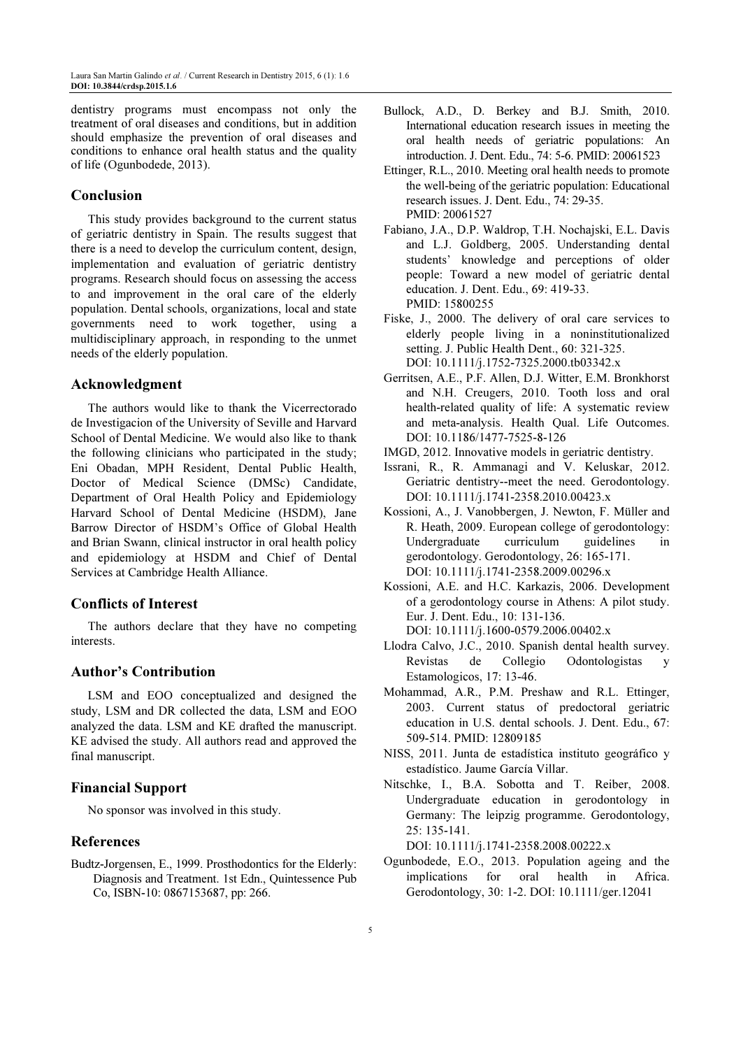dentistry programs must encompass not only the treatment of oral diseases and conditions, but in addition should emphasize the prevention of oral diseases and conditions to enhance oral health status and the quality of life (Ogunbodede, 2013).

## Conclusion

This study provides background to the current status of geriatric dentistry in Spain. The results suggest that there is a need to develop the curriculum content, design, implementation and evaluation of geriatric dentistry programs. Research should focus on assessing the access to and improvement in the oral care of the elderly population. Dental schools, organizations, local and state governments need to work together, using a multidisciplinary approach, in responding to the unmet needs of the elderly population.

## Acknowledgment

The authors would like to thank the Vicerrectorado de Investigacion of the University of Seville and Harvard School of Dental Medicine. We would also like to thank the following clinicians who participated in the study; Eni Obadan, MPH Resident, Dental Public Health, Doctor of Medical Science (DMSc) Candidate, Department of Oral Health Policy and Epidemiology Harvard School of Dental Medicine (HSDM), Jane Barrow Director of HSDM's Office of Global Health and Brian Swann, clinical instructor in oral health policy and epidemiology at HSDM and Chief of Dental Services at Cambridge Health Alliance.

## Conflicts of Interest

The authors declare that they have no competing interests.

## Author's Contribution

LSM and EOO conceptualized and designed the study, LSM and DR collected the data, LSM and EOO analyzed the data. LSM and KE drafted the manuscript. KE advised the study. All authors read and approved the final manuscript.

## Financial Support

No sponsor was involved in this study.

## References

Budtz-Jorgensen, E., 1999. Prosthodontics for the Elderly: Diagnosis and Treatment. 1st Edn., Quintessence Pub Co, ISBN-10: 0867153687, pp: 266.

Bullock, A.D., D. Berkey and B.J. Smith, 2010. International education research issues in meeting the oral health needs of geriatric populations: An introduction. J. Dent. Edu., 74: 5-6. PMID: 20061523

Ettinger, R.L., 2010. Meeting oral health needs to promote the well-being of the geriatric population: Educational research issues. J. Dent. Edu., 74: 29-35. PMID: 20061527

Fabiano, J.A., D.P. Waldrop, T.H. Nochajski, E.L. Davis and L.J. Goldberg, 2005. Understanding dental students' knowledge and perceptions of older people: Toward a new model of geriatric dental education. J. Dent. Edu., 69: 419-33. PMID: 15800255

Fiske, J., 2000. The delivery of oral care services to elderly people living in a noninstitutionalized setting. J. Public Health Dent., 60: 321-325. DOI: 10.1111/j.1752-7325.2000.tb03342.x

Gerritsen, A.E., P.F. Allen, D.J. Witter, E.M. Bronkhorst and N.H. Creugers, 2010. Tooth loss and oral health-related quality of life: A systematic review and meta-analysis. Health Qual. Life Outcomes. DOI: 10.1186/1477-7525-8-126

IMGD, 2012. Innovative models in geriatric dentistry.

Issrani, R., R. Ammanagi and V. Keluskar, 2012. Geriatric dentistry--meet the need. Gerodontology. DOI: 10.1111/j.1741-2358.2010.00423.x

Kossioni, A., J. Vanobbergen, J. Newton, F. Müller and R. Heath, 2009. European college of gerodontology: Undergraduate curriculum guidelines in gerodontology. Gerodontology, 26: 165-171. DOI: 10.1111/j.1741-2358.2009.00296.x

Kossioni, A.E. and H.C. Karkazis, 2006. Development of a gerodontology course in Athens: A pilot study. Eur. J. Dent. Edu., 10: 131-136. DOI: 10.1111/j.1600-0579.2006.00402.x

Llodra Calvo, J.C., 2010. Spanish dental health survey. Revistas de Collegio Odontologistas y Estamologicos, 17: 13-46.

Mohammad, A.R., P.M. Preshaw and R.L. Ettinger, 2003. Current status of predoctoral geriatric education in U.S. dental schools. J. Dent. Edu., 67: 509-514. PMID: 12809185

NISS, 2011. Junta de estadística instituto geográfico y estadístico. Jaume García Villar.

Nitschke, I., B.A. Sobotta and T. Reiber, 2008. Undergraduate education in gerodontology in Germany: The leipzig programme. Gerodontology, 25: 135-141. DOI: 10.1111/j.1741-2358.2008.00222.x

Ogunbodede, E.O., 2013. Population ageing and the implications for oral health in Africa. Gerodontology, 30: 1-2. DOI: 10.1111/ger.12041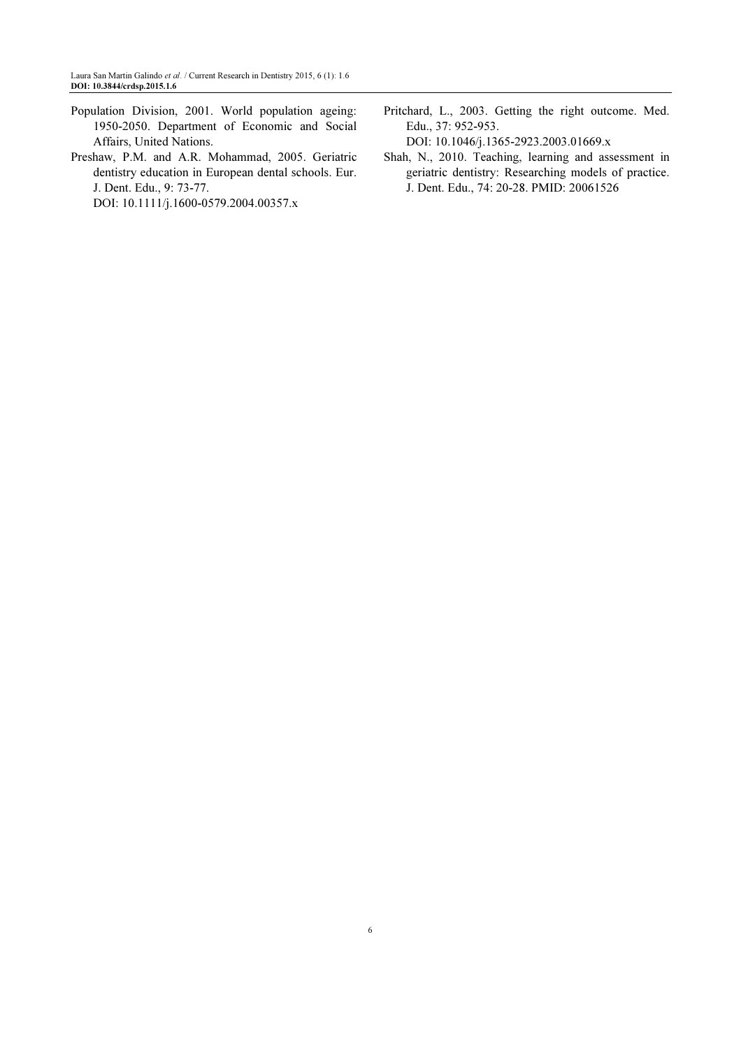Population Division, 2001. World population ageing: 1950-2050. Department of Economic and Social Affairs, United Nations.

Preshaw, P.M. and A.R. Mohammad, 2005. Geriatric dentistry education in European dental schools. Eur. J. Dent. Edu., 9: 73-77. DOI: 10.1111/j.1600-0579.2004.00357.x

Pritchard, L., 2003. Getting the right outcome. Med. Edu., 37: 952-953. DOI: 10.1046/j.1365-2923.2003.01669.x

Shah, N., 2010. Teaching, learning and assessment in geriatric dentistry: Researching models of practice. J. Dent. Edu., 74: 20-28. PMID: 20061526